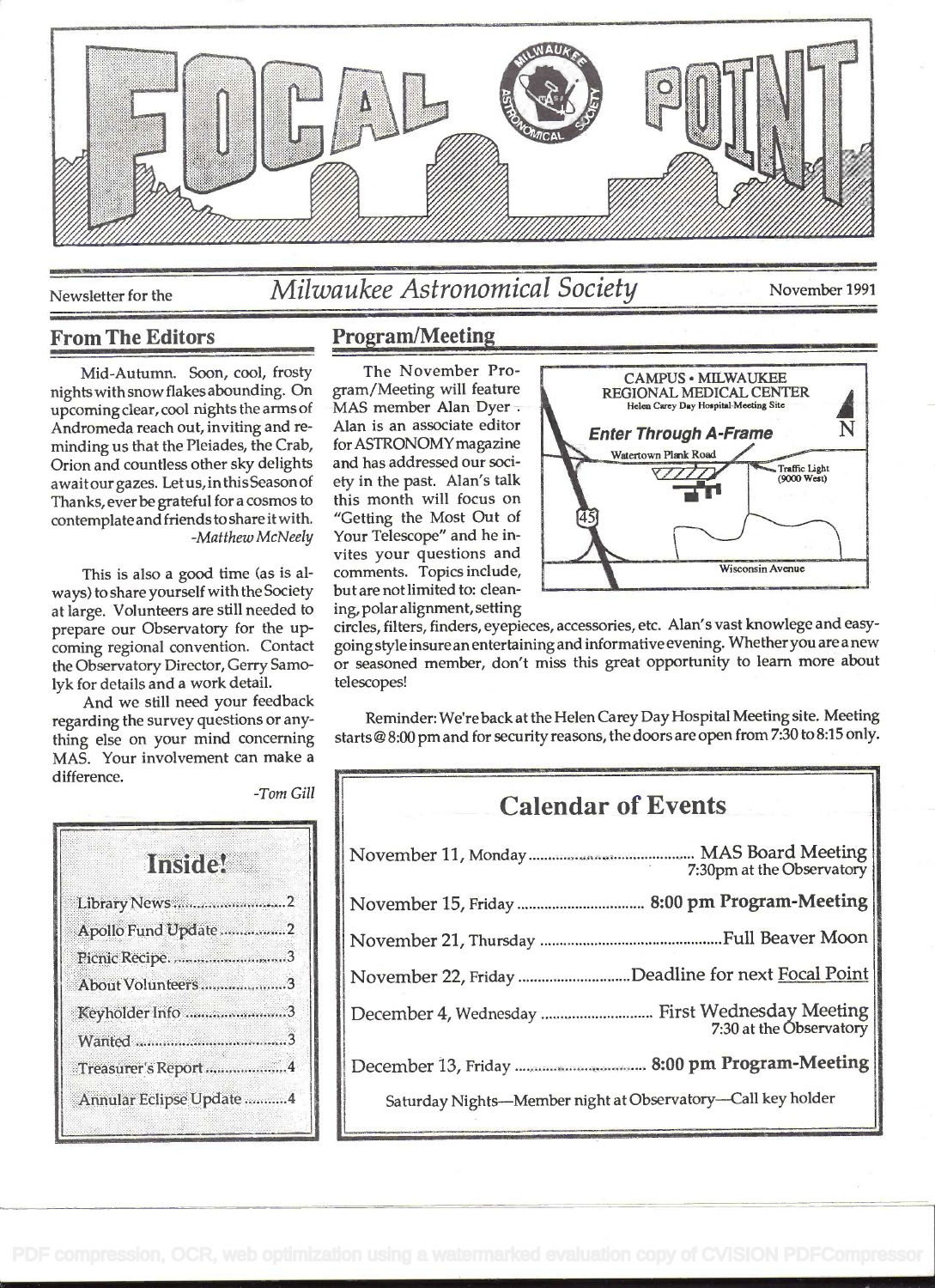# FOCAL POINT

Newsletter for the *Milwaukee Astronomical Society* November 1991

## From The Editors

Mid-Autumn. Soon, cool, frosty nights with snow flakes abounding. On upcoming clear, cool nights the arms of Andromeda reach out, inviting and reminding us that the Pleiades, the Crab, Orion and countless other sky delights await our gazes. Let us, in this Season of Thanks, ever be grateful for a cosmos to contemplate and friends to share it with.

*-Matthew McNeely*

This is also a good time (as is always) to share yourself with the Society at large. Volunteers are still needed to prepare our Observatory for the upcoming regional convention. Contact the Observatory Director, Gerry Samolyk for details and a work detail.

And we still need your feedback regarding the survey questions or anything else on your mind concerning MAS. Your involvement can make a difference.

*-Tom Gill*

## Inside!

- Library News .......... 2
- Apollo Fund Update .......... 2
- Picnic Recipe .......... 3
- About Volunteers .......... 3
- Keyholder Info .......... 3
- Wanted .......... 3
- Treasurer's Report .......... 4
- Annular Eclipse Update .......... 4

## Program/Meeting

The November Program/Meeting will feature MAS member Alan Dyer. Alan is an associate editor for ASTRONOMY magazine and has addressed our society in the past. Alan's talk this month will focus on "Getting the Most Out of Your Telescope" and he invites your questions and comments. Topics include, but are not limited to: cleaning, polar alignment, setting circles, filters, finders, eyepieces, accessories, etc. Alan's vast knowlege and easy-going style insure an entertaining and informative evening. Whether you are a new or seasoned member, don't miss this great opportunity to learn more about telescopes!

CAMPUS • MILWAUKEE REGIONAL MEDICAL CENTER
Helen Carey Day Hospital Meeting Site
**Enter Through A-Frame**
Watertown Plank Road — Traffic Light (9000 West) — 45 — Wisconsin Avenue — N

Reminder: We're back at the Helen Carey Day Hospital Meeting site. Meeting starts @ 8:00 pm and for security reasons, the doors are open from 7:30 to 8:15 only.

## Calendar of Events

- November 11, Monday .......... MAS Board Meeting, 7:30pm at the Observatory
- November 15, Friday .......... **8:00 pm Program-Meeting**
- November 21, Thursday .......... Full Beaver Moon
- November 22, Friday .......... Deadline for next Focal Point
- December 4, Wednesday .......... First Wednesday Meeting, 7:30 at the Observatory
- December 13, Friday .......... **8:00 pm Program-Meeting**

Saturday Nights—Member night at Observatory—Call key holder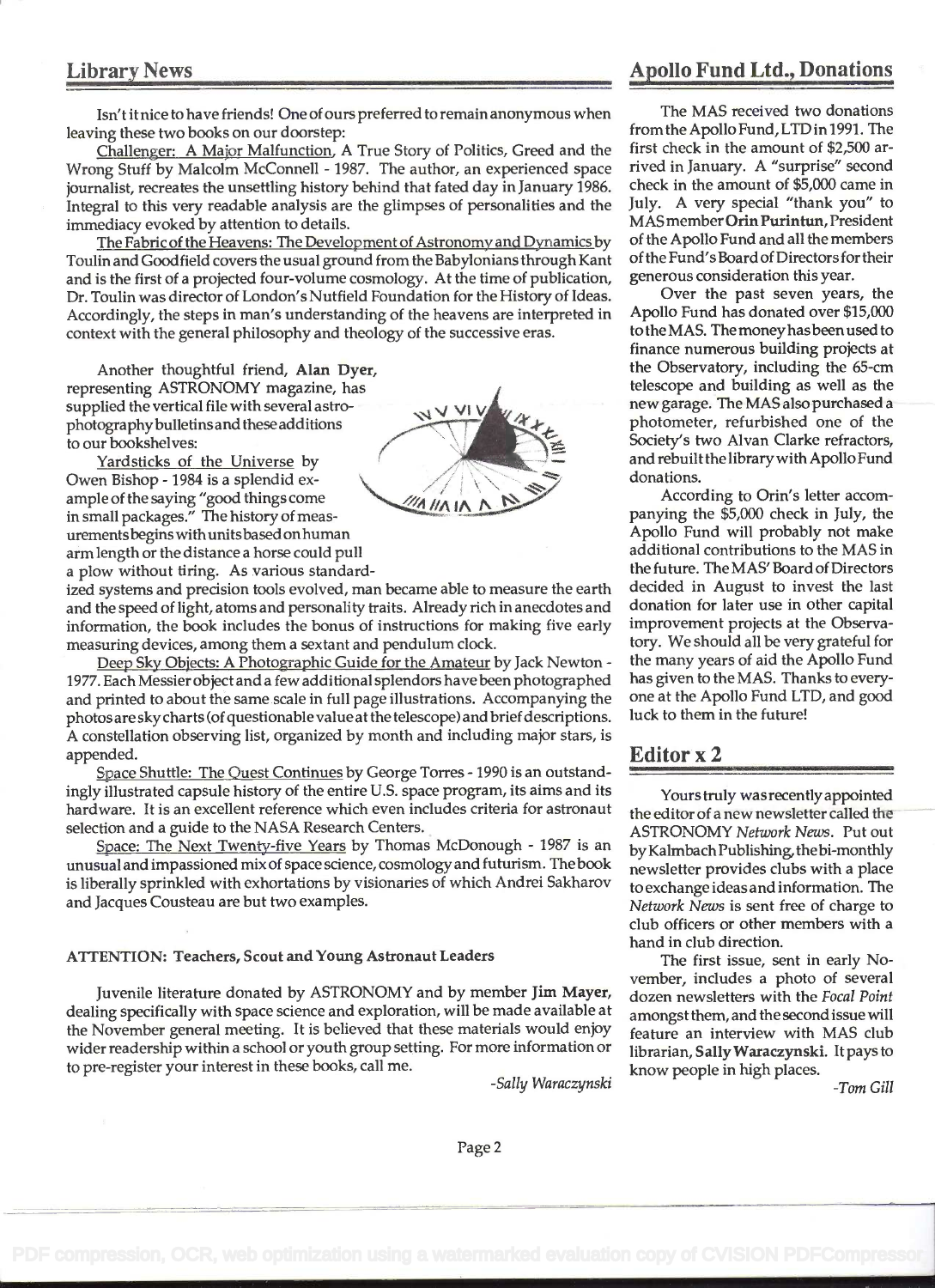## Library News

Isn't it nice to have friends! One of ours preferred to remain anonymous when leaving these two books on our doorstep:

Challenger: A Major Malfunction, A True Story of Politics, Greed and the Wrong Stuff by Malcolm McConnell - 1987. The author, an experienced space journalist, recreates the unsettling history behind that fated day in January 1986. Integral to this very readable analysis are the glimpses of personalities and the immediacy evoked by attention to details.

The Fabric of the Heavens: The Development of Astronomy and Dynamics by Toulin and Goodfield covers the usual ground from the Babylonians through Kant and is the first of a projected four-volume cosmology. At the time of publication, Dr. Toulin was director of London's Nutfield Foundation for the History of Ideas. Accordingly, the steps in man's understanding of the heavens are interpreted in context with the general philosophy and theology of the successive eras.

Another thoughtful friend, **Alan Dyer**, representing ASTRONOMY magazine, has supplied the vertical file with several astrophotography bulletins and these additions to our bookshelves:

Yardsticks of the Universe by Owen Bishop - 1984 is a splendid example of the saying "good things come in small packages." The history of measurements begins with units based on human arm length or the distance a horse could pull a plow without tiring. As various standardized systems and precision tools evolved, man became able to measure the earth and the speed of light, atoms and personality traits. Already rich in anecdotes and information, the book includes the bonus of instructions for making five early measuring devices, among them a sextant and pendulum clock.

Deep Sky Objects: A Photographic Guide for the Amateur by Jack Newton - 1977. Each Messier object and a few additional splendors have been photographed and printed to about the same scale in full page illustrations. Accompanying the photos are sky charts (of questionable value at the telescope) and brief descriptions. A constellation observing list, organized by month and including major stars, is appended.

Space Shuttle: The Quest Continues by George Torres - 1990 is an outstandingly illustrated capsule history of the entire U.S. space program, its aims and its hardware. It is an excellent reference which even includes criteria for astronaut selection and a guide to the NASA Research Centers.

Space: The Next Twenty-five Years by Thomas McDonough - 1987 is an unusual and impassioned mix of space science, cosmology and futurism. The book is liberally sprinkled with exhortations by visionaries of which Andrei Sakharov and Jacques Cousteau are but two examples.

**ATTENTION: Teachers, Scout and Young Astronaut Leaders**

Juvenile literature donated by ASTRONOMY and by member **Jim Mayer**, dealing specifically with space science and exploration, will be made available at the November general meeting. It is believed that these materials would enjoy wider readership within a school or youth group setting. For more information or to pre-register your interest in these books, call me.

*-Sally Waraczynski*

## Apollo Fund Ltd., Donations

The MAS received two donations from the Apollo Fund, LTD in 1991. The first check in the amount of $2,500 arrived in January. A "surprise" second check in the amount of $5,000 came in July. A very special "thank you" to MAS member **Orin Purintun**, President of the Apollo Fund and all the members of the Fund's Board of Directors for their generous consideration this year.

Over the past seven years, the Apollo Fund has donated over $15,000 to the MAS. The money has been used to finance numerous building projects at the Observatory, including the 65-cm telescope and building as well as the new garage. The MAS also purchased a photometer, refurbished one of the Society's two Alvan Clarke refractors, and rebuilt the library with Apollo Fund donations.

According to Orin's letter accompanying the $5,000 check in July, the Apollo Fund will probably not make additional contributions to the MAS in the future. The MAS' Board of Directors decided in August to invest the last donation for later use in other capital improvement projects at the Observatory. We should all be very grateful for the many years of aid the Apollo Fund has given to the MAS. Thanks to everyone at the Apollo Fund LTD, and good luck to them in the future!

## Editor x 2

Yours truly was recently appointed the editor of a new newsletter called the ASTRONOMY *Network News*. Put out by Kalmbach Publishing, the bi-monthly newsletter provides clubs with a place to exchange ideas and information. The *Network News* is sent free of charge to club officers or other members with a hand in club direction.

The first issue, sent in early November, includes a photo of several dozen newsletters with the *Focal Point* amongst them, and the second issue will feature an interview with MAS club librarian, **Sally Waraczynski**. It pays to know people in high places.

*-Tom Gill*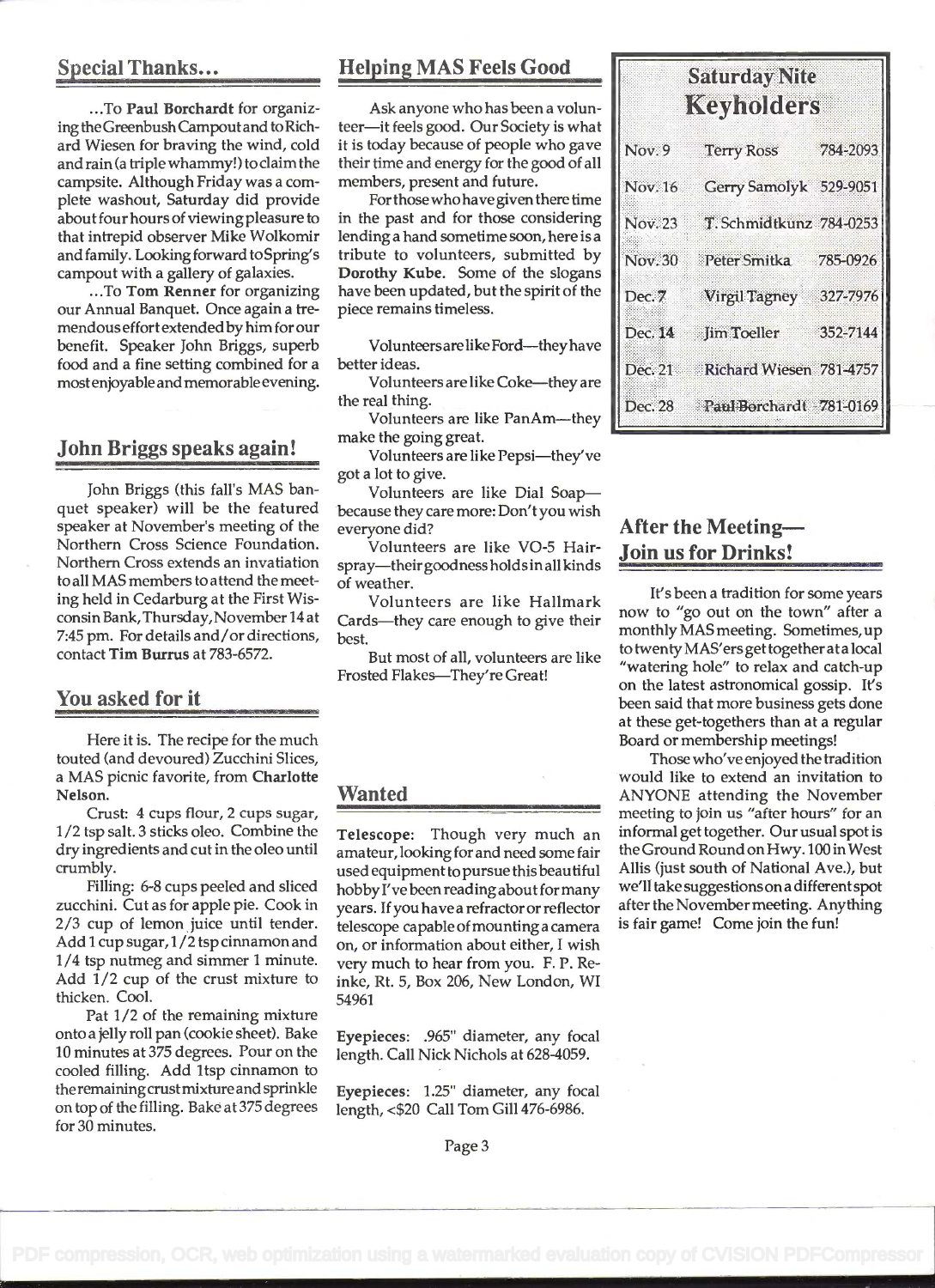## Special Thanks...

...To **Paul Borchardt** for organizing the Greenbush Campout and to Richard Wiesen for braving the wind, cold and rain (a triple whammy!) to claim the campsite. Although Friday was a complete washout, Saturday did provide about four hours of viewing pleasure to that intrepid observer Mike Wolkomir and family. Looking forward to Spring's campout with a gallery of galaxies.

...To **Tom Renner** for organizing our Annual Banquet. Once again a tremendous effort extended by him for our benefit. Speaker John Briggs, superb food and a fine setting combined for a most enjoyable and memorable evening.

## John Briggs speaks again!

John Briggs (this fall's MAS banquet speaker) will be the featured speaker at November's meeting of the Northern Cross Science Foundation. Northern Cross extends an invatiation to all MAS members to attend the meeting held in Cedarburg at the First Wisconsin Bank, Thursday, November 14 at 7:45 pm. For details and/or directions, contact **Tim Burrus** at 783-6572.

## You asked for it

Here it is. The recipe for the much touted (and devoured) Zucchini Slices, a MAS picnic favorite, from **Charlotte Nelson.**

Crust: 4 cups flour, 2 cups sugar, 1/2 tsp salt. 3 sticks oleo. Combine the dry ingredients and cut in the oleo until crumbly.

Filling: 6-8 cups peeled and sliced zucchini. Cut as for apple pie. Cook in 2/3 cup of lemon juice until tender. Add 1 cup sugar, 1/2 tsp cinnamon and 1/4 tsp nutmeg and simmer 1 minute. Add 1/2 cup of the crust mixture to thicken. Cool.

Pat 1/2 of the remaining mixture onto a jelly roll pan (cookie sheet). Bake 10 minutes at 375 degrees. Pour on the cooled filling. Add 1tsp cinnamon to the remaining crust mixture and sprinkle on top of the filling. Bake at 375 degrees for 30 minutes.

## Helping MAS Feels Good

Ask anyone who has been a volunteer—it feels good. Our Society is what it is today because of people who gave their time and energy for the good of all members, present and future.

For those who have given there time in the past and for those considering lending a hand sometime soon, here is a tribute to volunteers, submitted by **Dorothy Kube.** Some of the slogans have been updated, but the spirit of the piece remains timeless.

Volunteers are like Ford—they have better ideas.

Volunteers are like Coke—they are the real thing.

Volunteers are like PanAm—they make the going great.

Volunteers are like Pepsi—they've got a lot to give.

Volunteers are like Dial Soap—because they care more: Don't you wish everyone did?

Volunteers are like VO-5 Hairspray—their goodness holds in all kinds of weather.

Volunteers are like Hallmark Cards—they care enough to give their best.

But most of all, volunteers are like Frosted Flakes—They're Great!

## Wanted

**Telescope:** Though very much an amateur, looking for and need some fair used equipment to pursue this beautiful hobby I've been reading about for many years. If you have a refractor or reflector telescope capable of mounting a camera on, or information about either, I wish very much to hear from you. F. P. Reinke, Rt. 5, Box 206, New London, WI 54961

**Eyepieces:** .965" diameter, any focal length. Call Nick Nichols at 628-4059.

**Eyepieces:** 1.25" diameter, any focal length, <$20 Call Tom Gill 476-6986.

## Saturday Nite Keyholders

| Date | Name | Phone |
|---|---|---|
| Nov. 9 | Terry Ross | 784-2093 |
| Nov. 16 | Gerry Samolyk | 529-9051 |
| Nov. 23 | T. Schmidtkunz | 784-0253 |
| Nov. 30 | Peter Smitka | 785-0926 |
| Dec. 7 | Virgil Tagney | 327-7976 |
| Dec. 14 | Jim Toeller | 352-7144 |
| Dec. 21 | Richard Wiesen | 781-4757 |
| Dec. 28 | Paul Borchardt | 781-0169 |

## After the Meeting—Join us for Drinks!

It's been a tradition for some years now to "go out on the town" after a monthly MAS meeting. Sometimes, up to twenty MAS'ers get together at a local "watering hole" to relax and catch-up on the latest astronomical gossip. It's been said that more business gets done at these get-togethers than at a regular Board or membership meetings!

Those who've enjoyed the tradition would like to extend an invitation to ANYONE attending the November meeting to join us "after hours" for an informal get together. Our usual spot is the Ground Round on Hwy. 100 in West Allis (just south of National Ave.), but we'll take suggestions on a different spot after the November meeting. Anything is fair game! Come join the fun!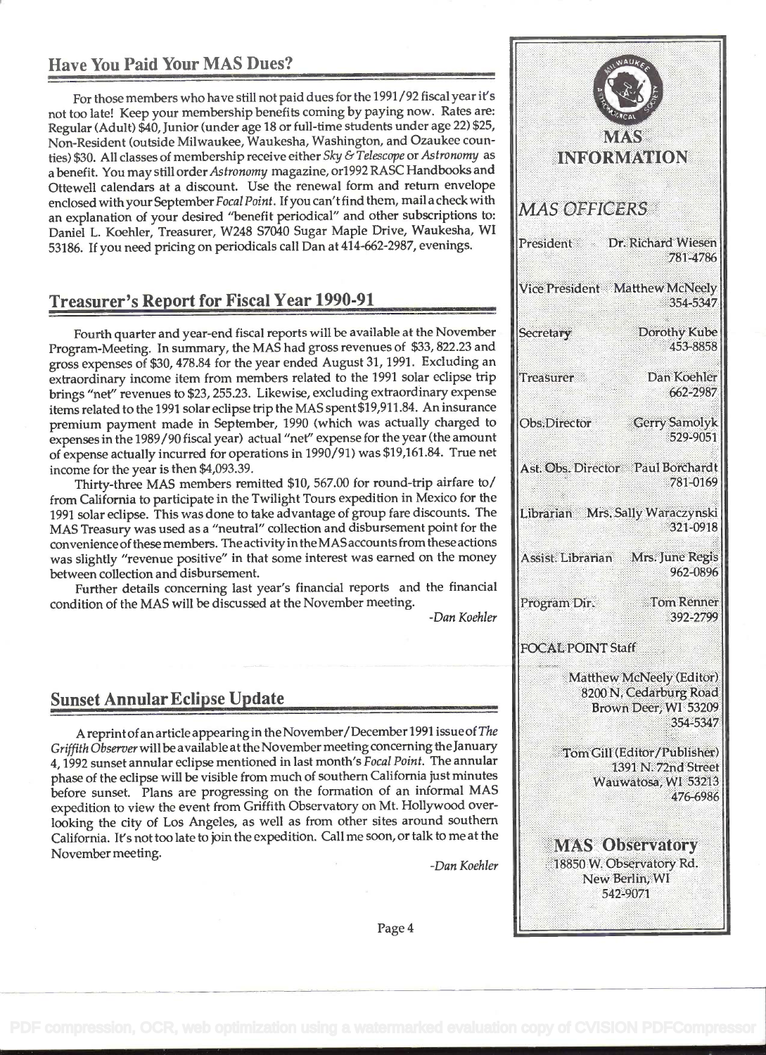## Have You Paid Your MAS Dues?

For those members who have still not paid dues for the 1991/92 fiscal year it's not too late! Keep your membership benefits coming by paying now. Rates are: Regular (Adult) $40, Junior (under age 18 or full-time students under age 22) $25, Non-Resident (outside Milwaukee, Waukesha, Washington, and Ozaukee counties) $30. All classes of membership receive either *Sky & Telescope* or *Astronomy* as a benefit. You may still order *Astronomy* magazine, or1992 RASC Handbooks and Ottewell calendars at a discount. Use the renewal form and return envelope enclosed with your September *Focal Point*. If you can't find them, mail a check with an explanation of your desired "benefit periodical" and other subscriptions to: Daniel L. Koehler, Treasurer, W248 S7040 Sugar Maple Drive, Waukesha, WI 53186. If you need pricing on periodicals call Dan at 414-662-2987, evenings.

## Treasurer's Report for Fiscal Year 1990-91

Fourth quarter and year-end fiscal reports will be available at the November Program-Meeting. In summary, the MAS had gross revenues of $33, 822.23 and gross expenses of $30, 478.84 for the year ended August 31, 1991. Excluding an extraordinary income item from members related to the 1991 solar eclipse trip brings "net" revenues to $23, 255.23. Likewise, excluding extraordinary expense items related to the 1991 solar eclipse trip the MAS spent $19,911.84. An insurance premium payment made in September, 1990 (which was actually charged to expenses in the 1989/90 fiscal year) actual "net" expense for the year (the amount of expense actually incurred for operations in 1990/91) was $19,161.84. True net income for the year is then $4,093.39.

Thirty-three MAS members remitted $10, 567.00 for round-trip airfare to/from California to participate in the Twilight Tours expedition in Mexico for the 1991 solar eclipse. This was done to take advantage of group fare discounts. The MAS Treasury was used as a "neutral" collection and disbursement point for the convenience of these members. The activity in the MAS accounts from these actions was slightly "revenue positive" in that some interest was earned on the money between collection and disbursement.

Further details concerning last year's financial reports and the financial condition of the MAS will be discussed at the November meeting.

*-Dan Koehler*

## Sunset Annular Eclipse Update

A reprint of an article appearing in the November/December 1991 issue of *The Griffith Observer* will be available at the November meeting concerning the January 4, 1992 sunset annular eclipse mentioned in last month's *Focal Point*. The annular phase of the eclipse will be visible from much of southern California just minutes before sunset. Plans are progressing on the formation of an informal MAS expedition to view the event from Griffith Observatory on Mt. Hollywood overlooking the city of Los Angeles, as well as from other sites around southern California. It's not too late to join the expedition. Call me soon, or talk to me at the November meeting.

*-Dan Koehler*

## MAS INFORMATION

### *MAS OFFICERS*

| | | |
|---|---|---|
| President | Dr. Richard Wiesen | 781-4786 |
| Vice President | Matthew McNeely | 354-5347 |
| Secretary | Dorothy Kube | 453-8858 |
| Treasurer | Dan Koehler | 662-2987 |
| Obs.Director | Gerry Samolyk | 529-9051 |
| Ast. Obs. Director | Paul Borchardt | 781-0169 |
| Librarian | Mrs. Sally Waraczynski | 321-0918 |
| Assist. Librarian | Mrs. June Regis | 962-0896 |
| Program Dir. | Tom Renner | 392-2799 |

### FOCAL POINT Staff

Matthew McNeely (Editor)
8200 N. Cedarburg Road
Brown Deer, WI 53209
354-5347

Tom Gill (Editor/Publisher)
1391 N. 72nd Street
Wauwatosa, WI 53213
476-6986

### MAS Observatory

18850 W. Observatory Rd.
New Berlin, WI
542-9071